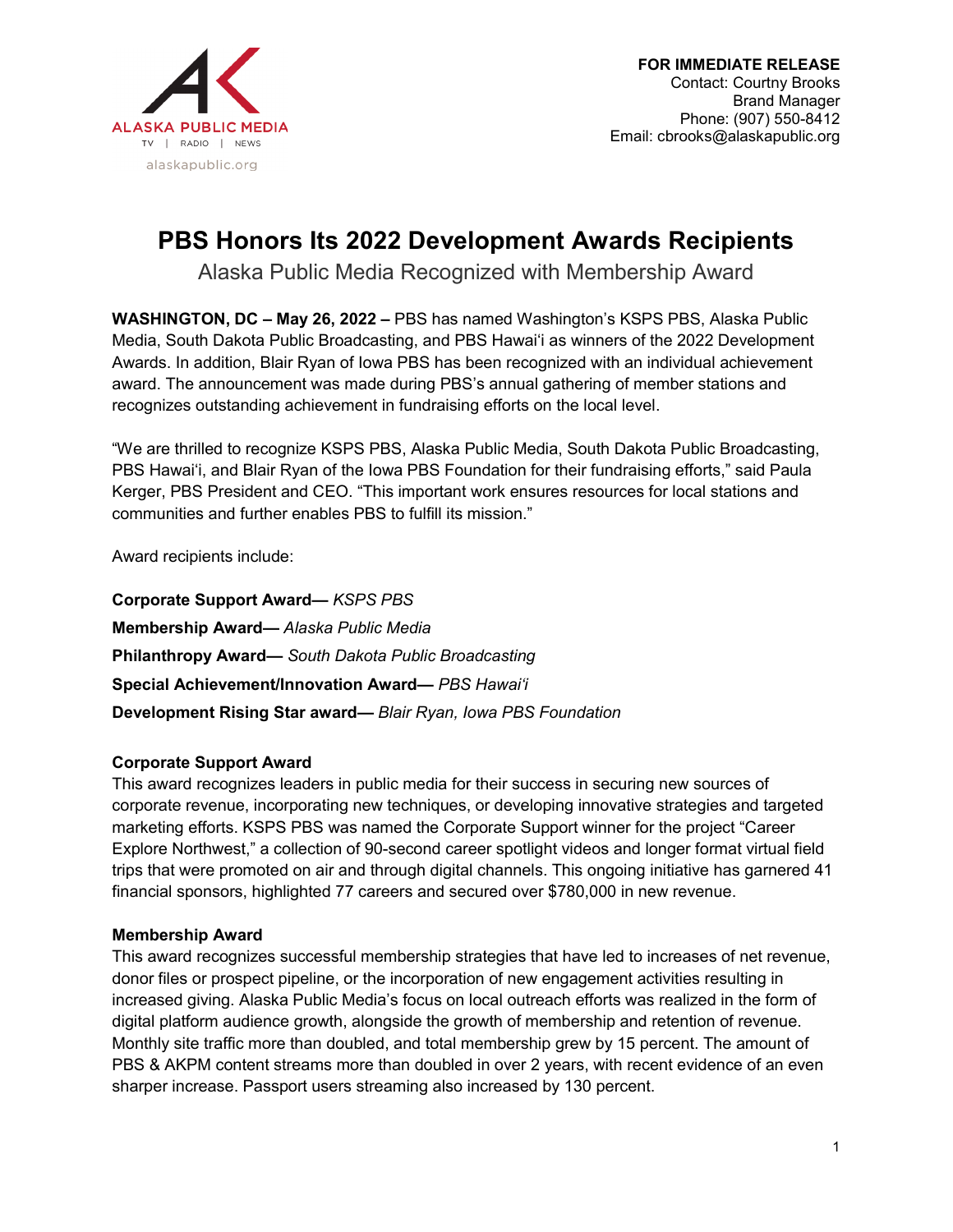ALASKA PUBLIC MEDIA
TV | RADIO | NEWS
alaskapublic.org

**FOR IMMEDIATE RELEASE**
Contact: Courtny Brooks
Brand Manager
Phone: (907) 550-8412
Email: cbrooks@alaskapublic.org

# PBS Honors Its 2022 Development Awards Recipients

## Alaska Public Media Recognized with Membership Award

**WASHINGTON, DC – May 26, 2022 –** PBS has named Washington's KSPS PBS, Alaska Public Media, South Dakota Public Broadcasting, and PBS Hawaiʻi as winners of the 2022 Development Awards. In addition, Blair Ryan of Iowa PBS has been recognized with an individual achievement award. The announcement was made during PBS's annual gathering of member stations and recognizes outstanding achievement in fundraising efforts on the local level.

"We are thrilled to recognize KSPS PBS, Alaska Public Media, South Dakota Public Broadcasting, PBS Hawaiʻi, and Blair Ryan of the Iowa PBS Foundation for their fundraising efforts," said Paula Kerger, PBS President and CEO. "This important work ensures resources for local stations and communities and further enables PBS to fulfill its mission."

Award recipients include:

**Corporate Support Award—** *KSPS PBS*
**Membership Award—** *Alaska Public Media*
**Philanthropy Award—** *South Dakota Public Broadcasting*
**Special Achievement/Innovation Award—** *PBS Hawaiʻi*
**Development Rising Star award—** *Blair Ryan, Iowa PBS Foundation*

**Corporate Support Award**
This award recognizes leaders in public media for their success in securing new sources of corporate revenue, incorporating new techniques, or developing innovative strategies and targeted marketing efforts. KSPS PBS was named the Corporate Support winner for the project "Career Explore Northwest," a collection of 90-second career spotlight videos and longer format virtual field trips that were promoted on air and through digital channels. This ongoing initiative has garnered 41 financial sponsors, highlighted 77 careers and secured over $780,000 in new revenue.

**Membership Award**
This award recognizes successful membership strategies that have led to increases of net revenue, donor files or prospect pipeline, or the incorporation of new engagement activities resulting in increased giving. Alaska Public Media's focus on local outreach efforts was realized in the form of digital platform audience growth, alongside the growth of membership and retention of revenue. Monthly site traffic more than doubled, and total membership grew by 15 percent. The amount of PBS & AKPM content streams more than doubled in over 2 years, with recent evidence of an even sharper increase. Passport users streaming also increased by 130 percent.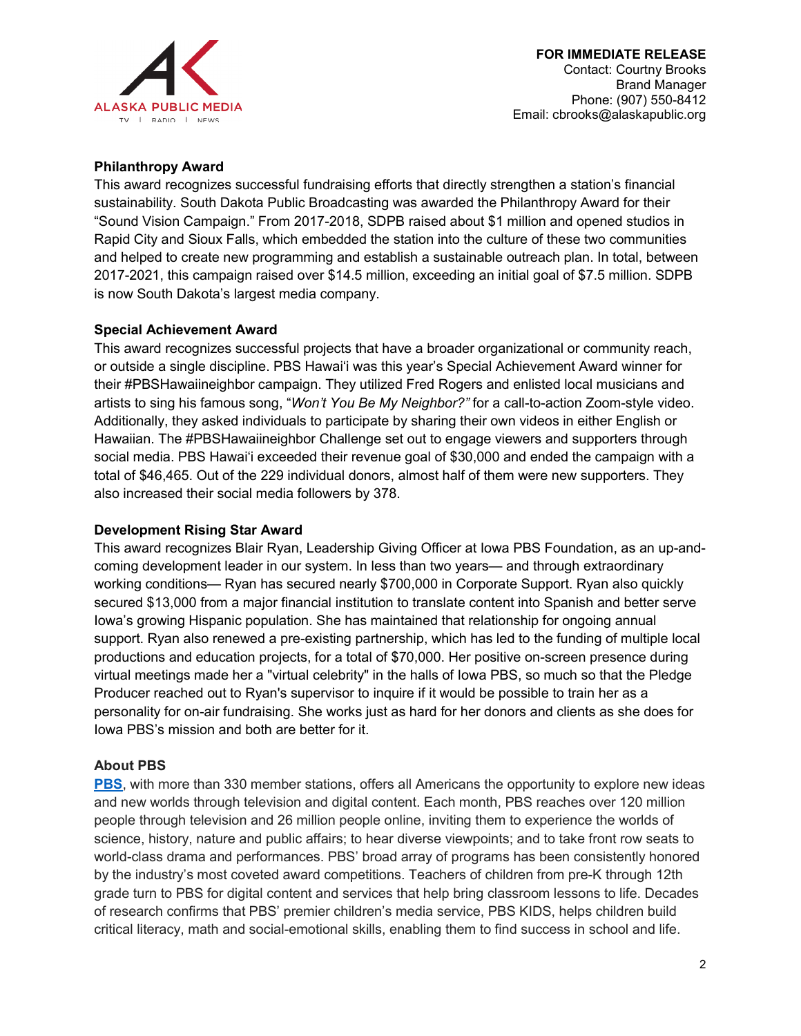**FOR IMMEDIATE RELEASE**
Contact: Courtny Brooks
Brand Manager
Phone: (907) 550-8412
Email: cbrooks@alaskapublic.org

**Philanthropy Award**
This award recognizes successful fundraising efforts that directly strengthen a station's financial sustainability. South Dakota Public Broadcasting was awarded the Philanthropy Award for their "Sound Vision Campaign." From 2017-2018, SDPB raised about $1 million and opened studios in Rapid City and Sioux Falls, which embedded the station into the culture of these two communities and helped to create new programming and establish a sustainable outreach plan. In total, between 2017-2021, this campaign raised over $14.5 million, exceeding an initial goal of $7.5 million. SDPB is now South Dakota's largest media company.

**Special Achievement Award**
This award recognizes successful projects that have a broader organizational or community reach, or outside a single discipline. PBS Hawai'i was this year's Special Achievement Award winner for their #PBSHawaiineighbor campaign. They utilized Fred Rogers and enlisted local musicians and artists to sing his famous song, "*Won't You Be My Neighbor?"* for a call-to-action Zoom-style video. Additionally, they asked individuals to participate by sharing their own videos in either English or Hawaiian. The #PBSHawaiineighbor Challenge set out to engage viewers and supporters through social media. PBS Hawai'i exceeded their revenue goal of $30,000 and ended the campaign with a total of $46,465. Out of the 229 individual donors, almost half of them were new supporters. They also increased their social media followers by 378.

**Development Rising Star Award**
This award recognizes Blair Ryan, Leadership Giving Officer at Iowa PBS Foundation, as an up-and-coming development leader in our system. In less than two years— and through extraordinary working conditions— Ryan has secured nearly $700,000 in Corporate Support. Ryan also quickly secured $13,000 from a major financial institution to translate content into Spanish and better serve Iowa's growing Hispanic population. She has maintained that relationship for ongoing annual support. Ryan also renewed a pre-existing partnership, which has led to the funding of multiple local productions and education projects, for a total of $70,000. Her positive on-screen presence during virtual meetings made her a "virtual celebrity" in the halls of Iowa PBS, so much so that the Pledge Producer reached out to Ryan's supervisor to inquire if it would be possible to train her as a personality for on-air fundraising. She works just as hard for her donors and clients as she does for Iowa PBS's mission and both are better for it.

**About PBS**
**PBS**, with more than 330 member stations, offers all Americans the opportunity to explore new ideas and new worlds through television and digital content. Each month, PBS reaches over 120 million people through television and 26 million people online, inviting them to experience the worlds of science, history, nature and public affairs; to hear diverse viewpoints; and to take front row seats to world-class drama and performances. PBS' broad array of programs has been consistently honored by the industry's most coveted award competitions. Teachers of children from pre-K through 12th grade turn to PBS for digital content and services that help bring classroom lessons to life. Decades of research confirms that PBS' premier children's media service, PBS KIDS, helps children build critical literacy, math and social-emotional skills, enabling them to find success in school and life.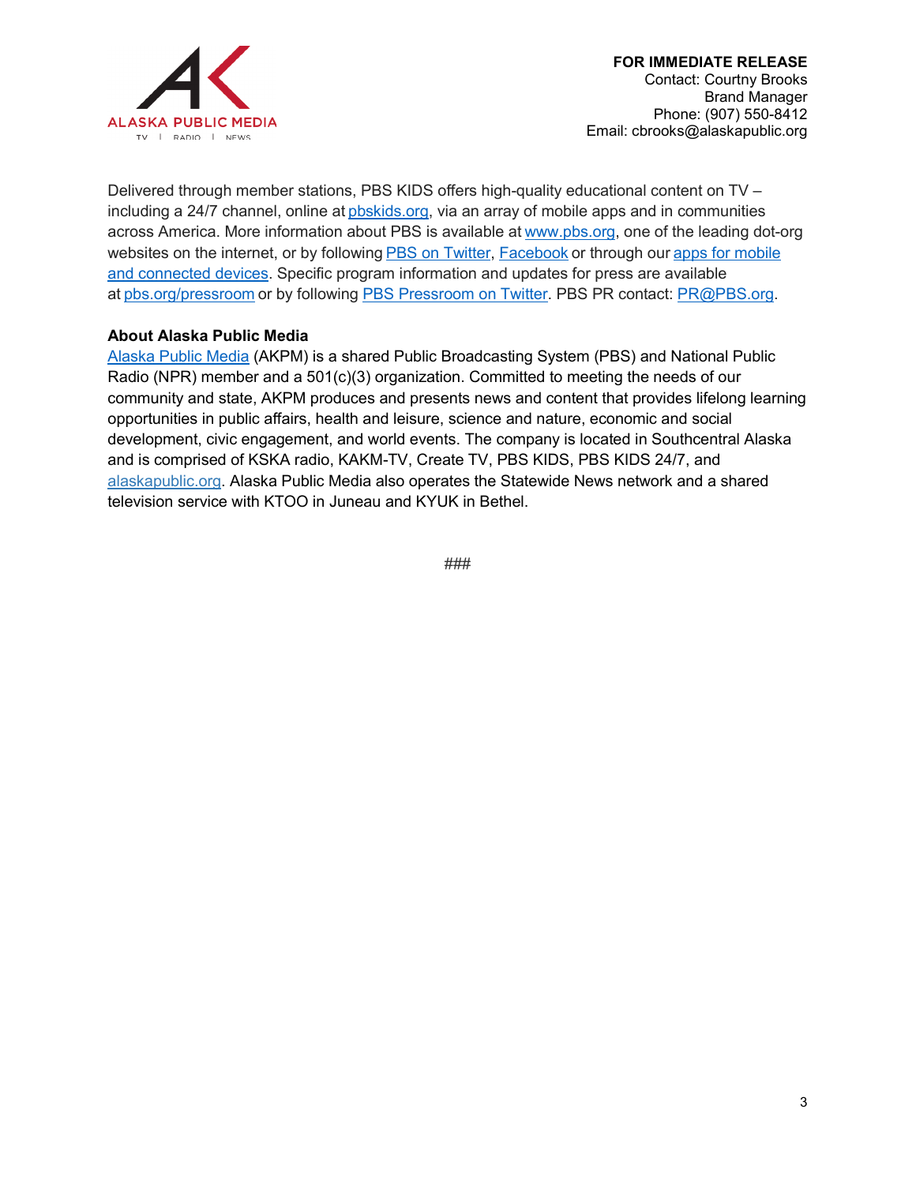**FOR IMMEDIATE RELEASE**
Contact: Courtny Brooks
Brand Manager
Phone: (907) 550-8412
Email: cbrooks@alaskapublic.org

Delivered through member stations, PBS KIDS offers high-quality educational content on TV – including a 24/7 channel, online at pbskids.org, via an array of mobile apps and in communities across America. More information about PBS is available at www.pbs.org, one of the leading dot-org websites on the internet, or by following PBS on Twitter, Facebook or through our apps for mobile and connected devices. Specific program information and updates for press are available at pbs.org/pressroom or by following PBS Pressroom on Twitter. PBS PR contact: PR@PBS.org.

**About Alaska Public Media**

Alaska Public Media (AKPM) is a shared Public Broadcasting System (PBS) and National Public Radio (NPR) member and a 501(c)(3) organization. Committed to meeting the needs of our community and state, AKPM produces and presents news and content that provides lifelong learning opportunities in public affairs, health and leisure, science and nature, economic and social development, civic engagement, and world events. The company is located in Southcentral Alaska and is comprised of KSKA radio, KAKM-TV, Create TV, PBS KIDS, PBS KIDS 24/7, and alaskapublic.org. Alaska Public Media also operates the Statewide News network and a shared television service with KTOO in Juneau and KYUK in Bethel.

###